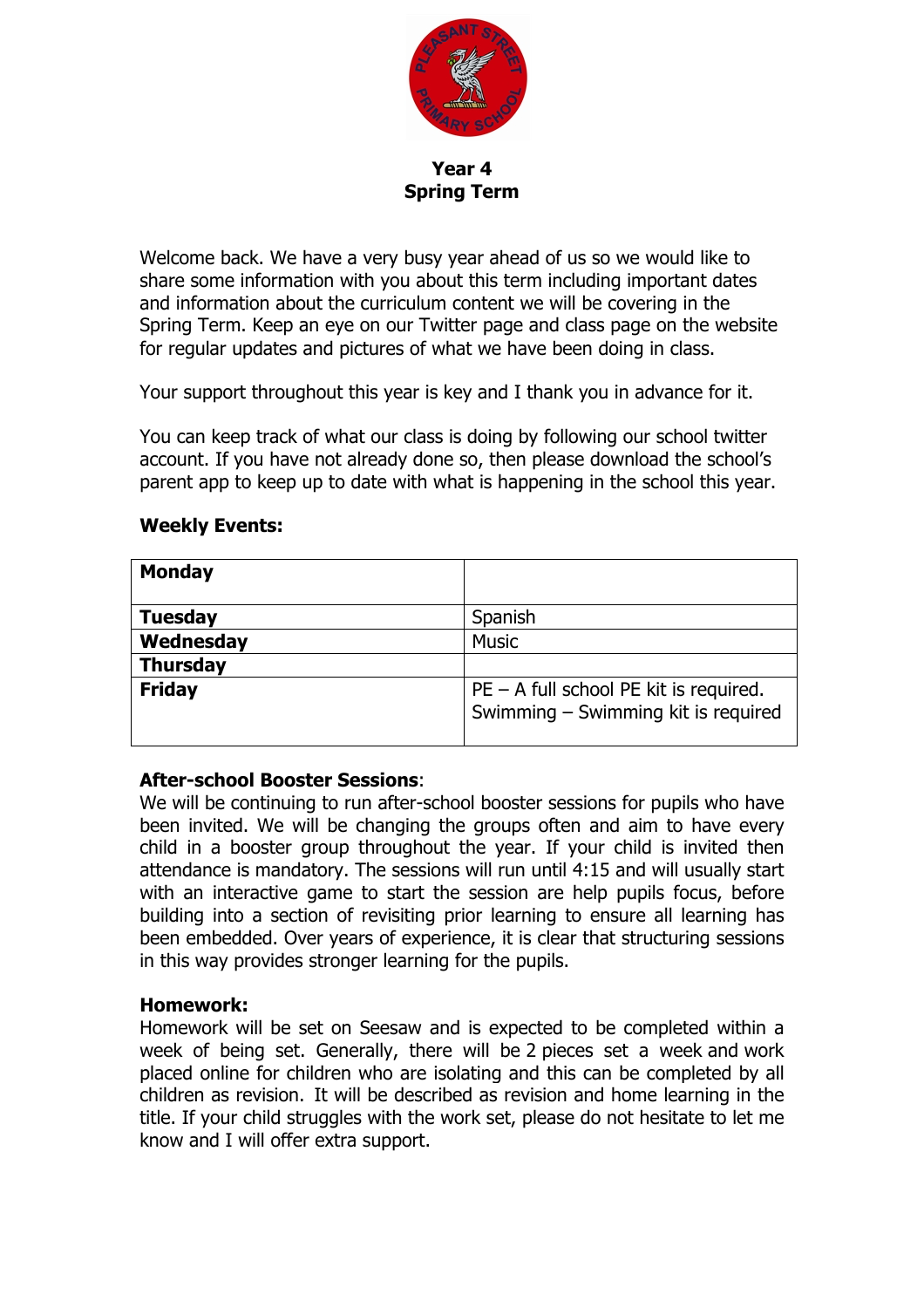# Year 4
## Spring Term

Welcome back. We have a very busy year ahead of us so we would like to share some information with you about this term including important dates and information about the curriculum content we will be covering in the Spring Term. Keep an eye on our Twitter page and class page on the website for regular updates and pictures of what we have been doing in class.

Your support throughout this year is key and I thank you in advance for it.

You can keep track of what our class is doing by following our school twitter account. If you have not already done so, then please download the school's parent app to keep up to date with what is happening in the school this year.

**Weekly Events:**

| | |
|---|---|
| **Monday** | |
| **Tuesday** | Spanish |
| **Wednesday** | Music |
| **Thursday** | |
| **Friday** | PE – A full school PE kit is required.<br>Swimming – Swimming kit is required |

**After-school Booster Sessions**:
We will be continuing to run after-school booster sessions for pupils who have been invited. We will be changing the groups often and aim to have every child in a booster group throughout the year. If your child is invited then attendance is mandatory. The sessions will run until 4:15 and will usually start with an interactive game to start the session are help pupils focus, before building into a section of revisiting prior learning to ensure all learning has been embedded. Over years of experience, it is clear that structuring sessions in this way provides stronger learning for the pupils.

**Homework:**
Homework will be set on Seesaw and is expected to be completed within a week of being set. Generally, there will be 2 pieces set a week and work placed online for children who are isolating and this can be completed by all children as revision. It will be described as revision and home learning in the title. If your child struggles with the work set, please do not hesitate to let me know and I will offer extra support.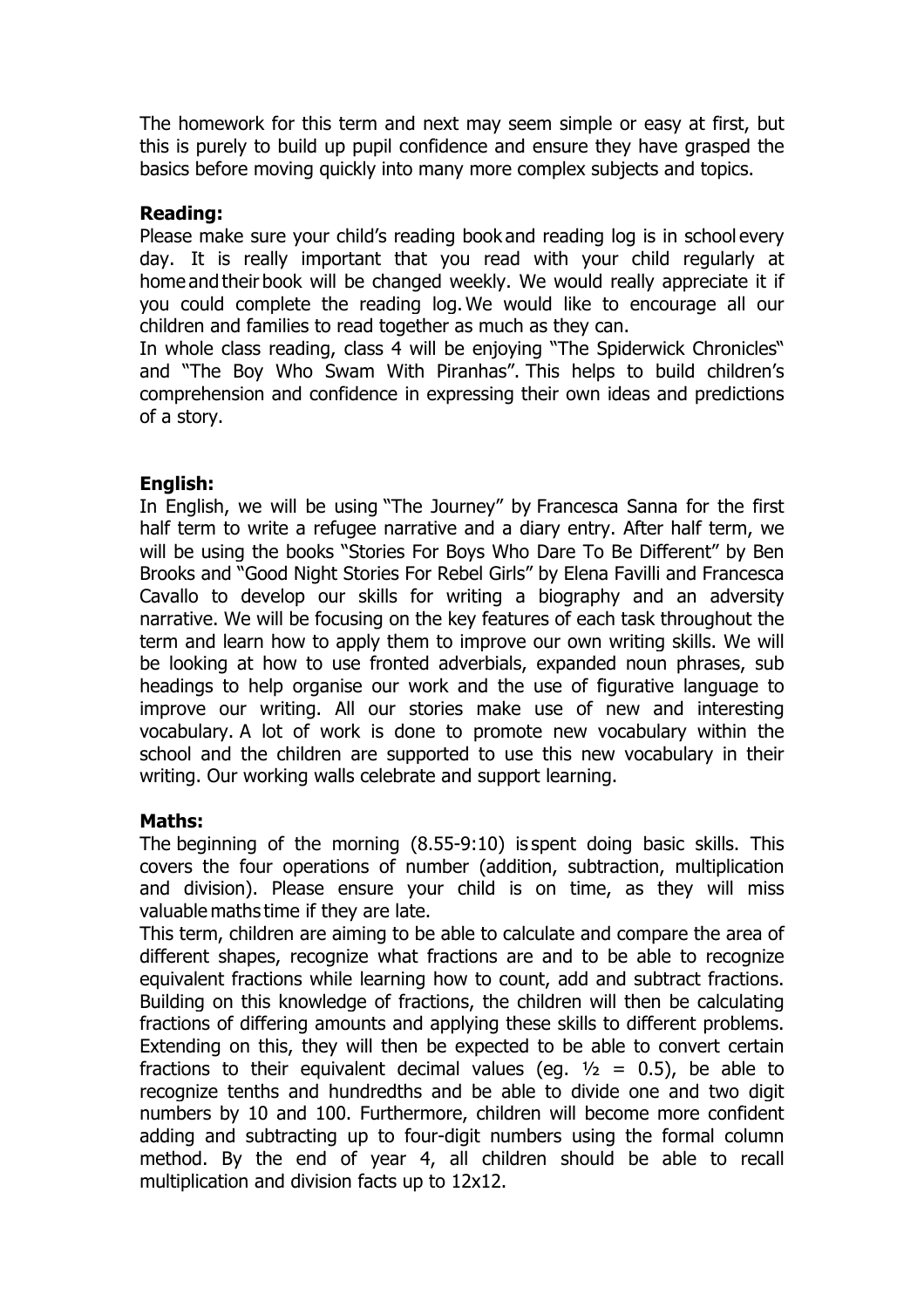The homework for this term and next may seem simple or easy at first, but this is purely to build up pupil confidence and ensure they have grasped the basics before moving quickly into many more complex subjects and topics.

**Reading:**

Please make sure your child's reading book and reading log is in school every day. It is really important that you read with your child regularly at home and their book will be changed weekly. We would really appreciate it if you could complete the reading log. We would like to encourage all our children and families to read together as much as they can.

In whole class reading, class 4 will be enjoying "The Spiderwick Chronicles" and "The Boy Who Swam With Piranhas". This helps to build children's comprehension and confidence in expressing their own ideas and predictions of a story.

**English:**

In English, we will be using "The Journey" by Francesca Sanna for the first half term to write a refugee narrative and a diary entry. After half term, we will be using the books "Stories For Boys Who Dare To Be Different" by Ben Brooks and "Good Night Stories For Rebel Girls" by Elena Favilli and Francesca Cavallo to develop our skills for writing a biography and an adversity narrative. We will be focusing on the key features of each task throughout the term and learn how to apply them to improve our own writing skills. We will be looking at how to use fronted adverbials, expanded noun phrases, sub headings to help organise our work and the use of figurative language to improve our writing. All our stories make use of new and interesting vocabulary. A lot of work is done to promote new vocabulary within the school and the children are supported to use this new vocabulary in their writing. Our working walls celebrate and support learning.

**Maths:**

The beginning of the morning (8.55-9:10) is spent doing basic skills. This covers the four operations of number (addition, subtraction, multiplication and division). Please ensure your child is on time, as they will miss valuable maths time if they are late.

This term, children are aiming to be able to calculate and compare the area of different shapes, recognize what fractions are and to be able to recognize equivalent fractions while learning how to count, add and subtract fractions. Building on this knowledge of fractions, the children will then be calculating fractions of differing amounts and applying these skills to different problems. Extending on this, they will then be expected to be able to convert certain fractions to their equivalent decimal values (eg. $\frac{1}{2} = 0.5$), be able to recognize tenths and hundredths and be able to divide one and two digit numbers by 10 and 100. Furthermore, children will become more confident adding and subtracting up to four-digit numbers using the formal column method. By the end of year 4, all children should be able to recall multiplication and division facts up to 12x12.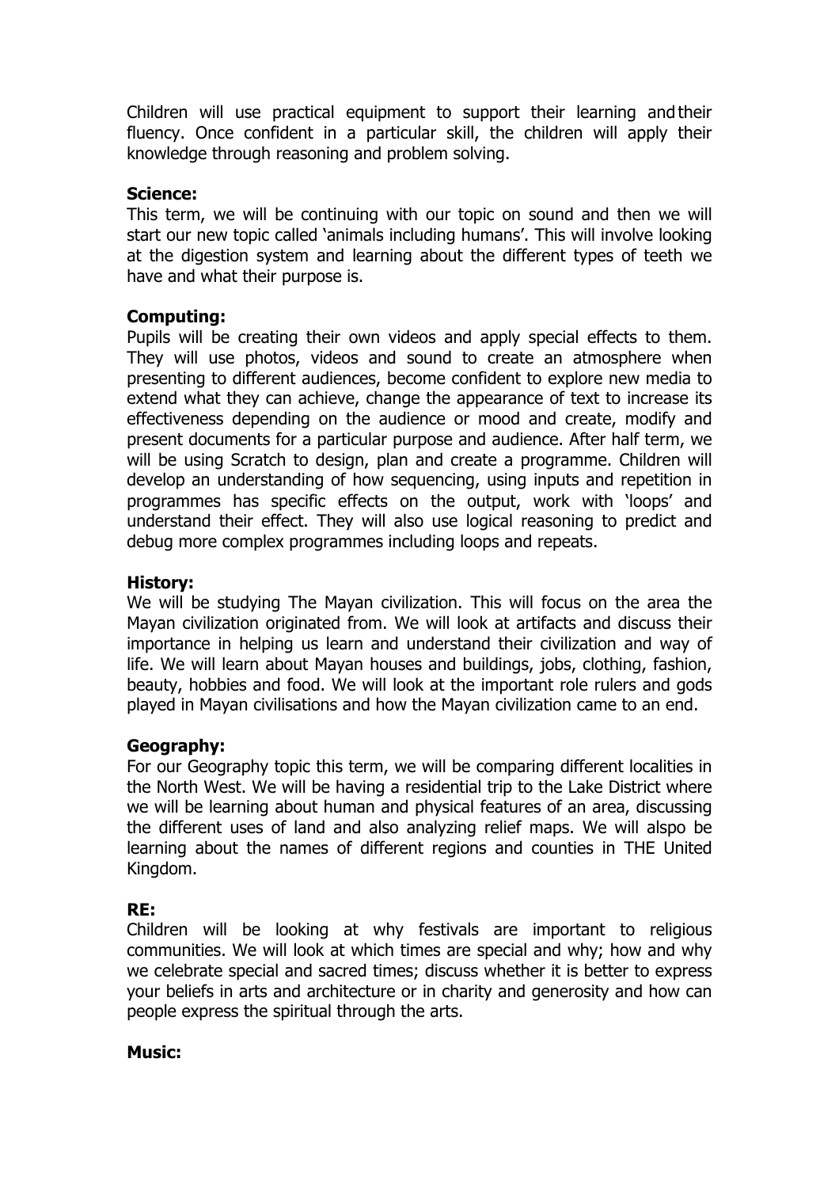Children will use practical equipment to support their learning and their fluency. Once confident in a particular skill, the children will apply their knowledge through reasoning and problem solving.

**Science:**
This term, we will be continuing with our topic on sound and then we will start our new topic called 'animals including humans'. This will involve looking at the digestion system and learning about the different types of teeth we have and what their purpose is.

**Computing:**
Pupils will be creating their own videos and apply special effects to them. They will use photos, videos and sound to create an atmosphere when presenting to different audiences, become confident to explore new media to extend what they can achieve, change the appearance of text to increase its effectiveness depending on the audience or mood and create, modify and present documents for a particular purpose and audience. After half term, we will be using Scratch to design, plan and create a programme. Children will develop an understanding of how sequencing, using inputs and repetition in programmes has specific effects on the output, work with 'loops' and understand their effect. They will also use logical reasoning to predict and debug more complex programmes including loops and repeats.

**History:**
We will be studying The Mayan civilization. This will focus on the area the Mayan civilization originated from. We will look at artifacts and discuss their importance in helping us learn and understand their civilization and way of life. We will learn about Mayan houses and buildings, jobs, clothing, fashion, beauty, hobbies and food. We will look at the important role rulers and gods played in Mayan civilisations and how the Mayan civilization came to an end.

**Geography:**
For our Geography topic this term, we will be comparing different localities in the North West. We will be having a residential trip to the Lake District where we will be learning about human and physical features of an area, discussing the different uses of land and also analyzing relief maps. We will alspo be learning about the names of different regions and counties in THE United Kingdom.

**RE:**
Children will be looking at why festivals are important to religious communities. We will look at which times are special and why; how and why we celebrate special and sacred times; discuss whether it is better to express your beliefs in arts and architecture or in charity and generosity and how can people express the spiritual through the arts.

**Music:**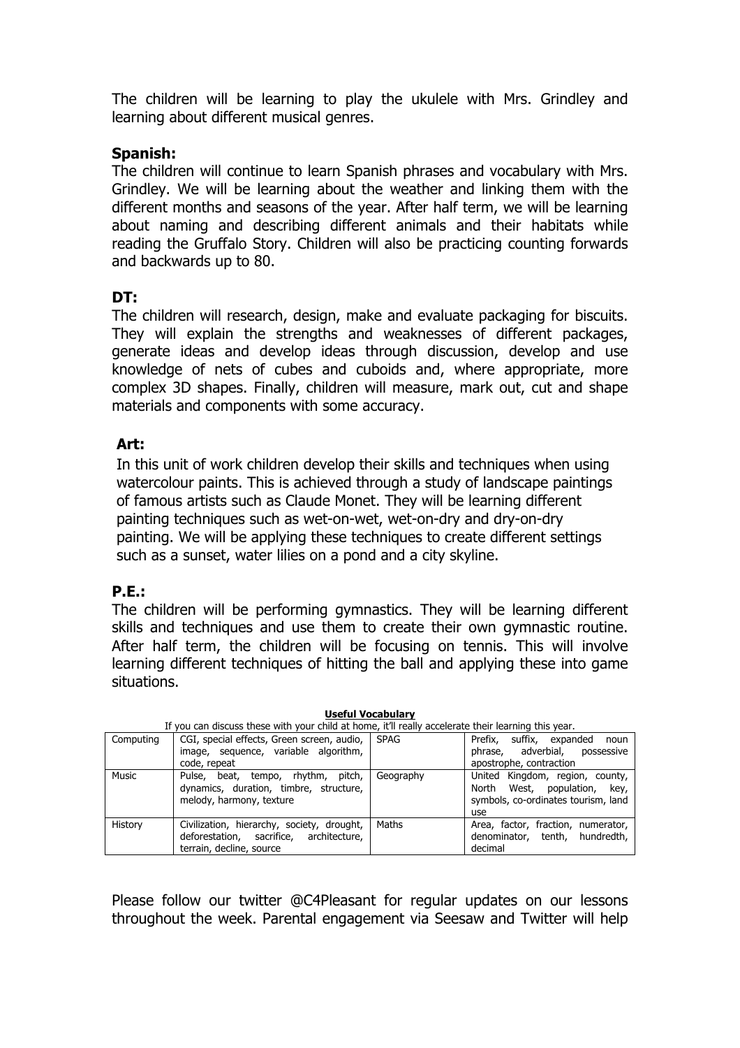The children will be learning to play the ukulele with Mrs. Grindley and learning about different musical genres.

**Spanish:**

The children will continue to learn Spanish phrases and vocabulary with Mrs. Grindley. We will be learning about the weather and linking them with the different months and seasons of the year. After half term, we will be learning about naming and describing different animals and their habitats while reading the Gruffalo Story. Children will also be practicing counting forwards and backwards up to 80.

**DT:**

The children will research, design, make and evaluate packaging for biscuits. They will explain the strengths and weaknesses of different packages, generate ideas and develop ideas through discussion, develop and use knowledge of nets of cubes and cuboids and, where appropriate, more complex 3D shapes. Finally, children will measure, mark out, cut and shape materials and components with some accuracy.

**Art:**

In this unit of work children develop their skills and techniques when using watercolour paints. This is achieved through a study of landscape paintings of famous artists such as Claude Monet. They will be learning different painting techniques such as wet-on-wet, wet-on-dry and dry-on-dry painting. We will be applying these techniques to create different settings such as a sunset, water lilies on a pond and a city skyline.

**P.E.:**

The children will be performing gymnastics. They will be learning different skills and techniques and use them to create their own gymnastic routine. After half term, the children will be focusing on tennis. This will involve learning different techniques of hitting the ball and applying these into game situations.

**Useful Vocabulary**

If you can discuss these with your child at home, it'll really accelerate their learning this year.

| | | | |
|---|---|---|---|
| Computing | CGI, special effects, Green screen, audio, image, sequence, variable algorithm, code, repeat | SPAG | Prefix, suffix, expanded noun phrase, adverbial, possessive apostrophe, contraction |
| Music | Pulse, beat, tempo, rhythm, pitch, dynamics, duration, timbre, structure, melody, harmony, texture | Geography | United Kingdom, region, county, North West, population, key, symbols, co-ordinates tourism, land use |
| History | Civilization, hierarchy, society, drought, deforestation, sacrifice, architecture, terrain, decline, source | Maths | Area, factor, fraction, numerator, denominator, tenth, hundredth, decimal |

Please follow our twitter @C4Pleasant for regular updates on our lessons throughout the week. Parental engagement via Seesaw and Twitter will help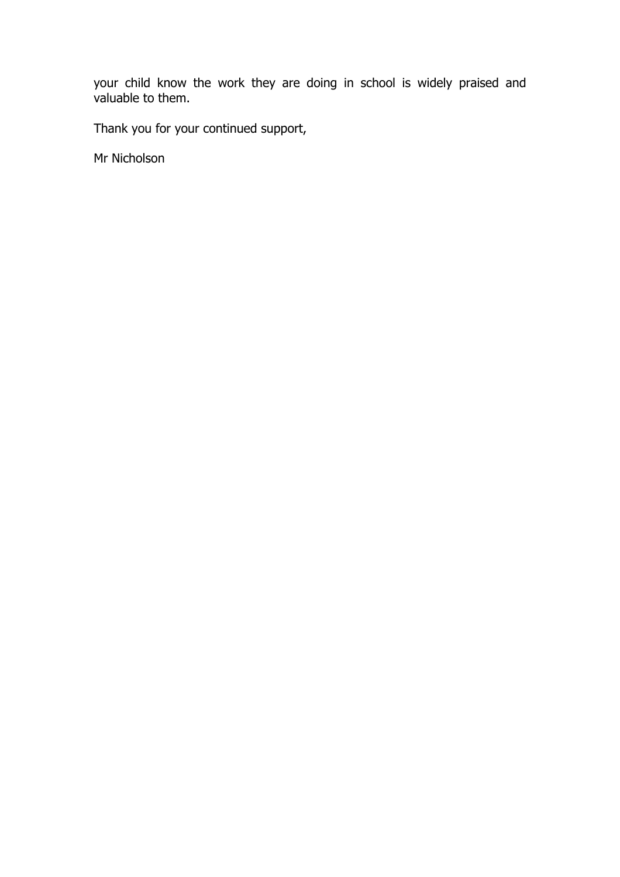your child know the work they are doing in school is widely praised and valuable to them.

Thank you for your continued support,

Mr Nicholson